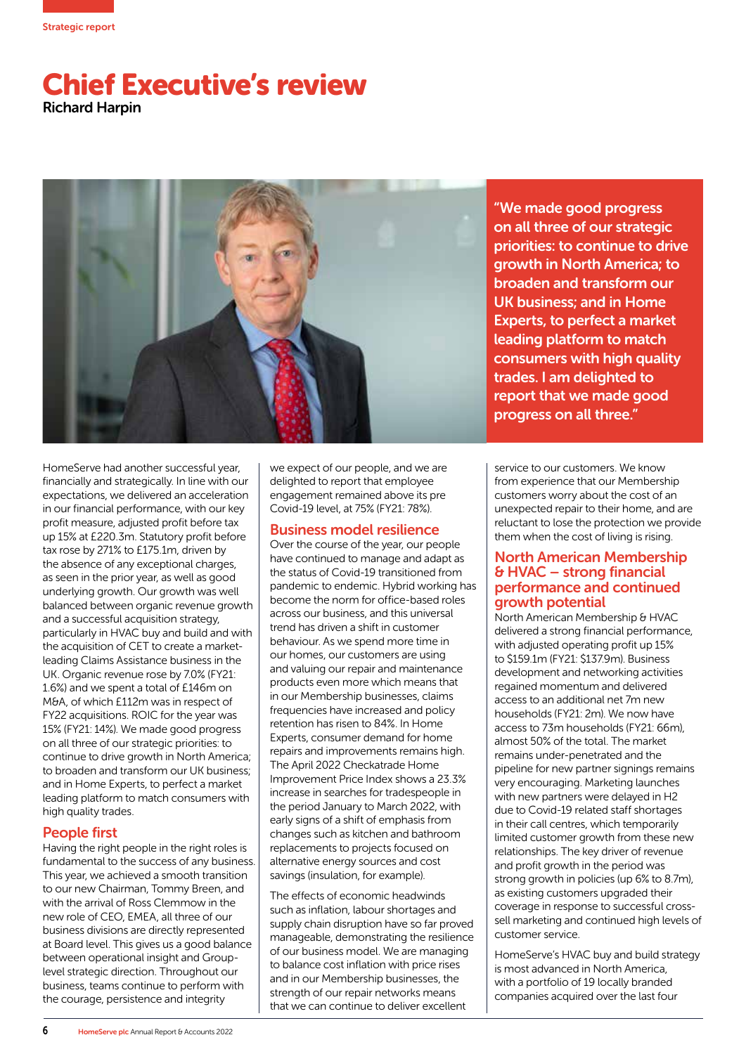# Chief Executive's review

Richard Harpin

"We made good progress on all three of our strategic priorities: to continue to drive growth in North America; to broaden and transform our UK business; and in Home Experts, to perfect a market leading platform to match consumers with high quality trades. I am delighted to report that we made good progress on all three."

HomeServe had another successful year, financially and strategically. In line with our expectations, we delivered an acceleration in our financial performance, with our key profit measure, adjusted profit before tax up 15% at £220.3m. Statutory profit before tax rose by 271% to £175.1m, driven by the absence of any exceptional charges, as seen in the prior year, as well as good underlying growth. Our growth was well balanced between organic revenue growth and a successful acquisition strategy, particularly in HVAC buy and build and with the acquisition of CET to create a market-leading Claims Assistance business in the UK. Organic revenue rose by 7.0% (FY21: 1.6%) and we spent a total of £146m on M&A, of which £112m was in respect of FY22 acquisitions. ROIC for the year was 15% (FY21: 14%). We made good progress on all three of our strategic priorities: to continue to drive growth in North America; to broaden and transform our UK business; and in Home Experts, to perfect a market leading platform to match consumers with high quality trades.

## People first

Having the right people in the right roles is fundamental to the success of any business. This year, we achieved a smooth transition to our new Chairman, Tommy Breen, and with the arrival of Ross Clemmow in the new role of CEO, EMEA, all three of our business divisions are directly represented at Board level. This gives us a good balance between operational insight and Group-level strategic direction. Throughout our business, teams continue to perform with the courage, persistence and integrity we expect of our people, and we are delighted to report that employee engagement remained above its pre Covid-19 level, at 75% (FY21: 78%).

## Business model resilience

Over the course of the year, our people have continued to manage and adapt as the status of Covid-19 transitioned from pandemic to endemic. Hybrid working has become the norm for office-based roles across our business, and this universal trend has driven a shift in customer behaviour. As we spend more time in our homes, our customers are using and valuing our repair and maintenance products even more which means that in our Membership businesses, claims frequencies have increased and policy retention has risen to 84%. In Home Experts, consumer demand for home repairs and improvements remains high. The April 2022 Checkatrade Home Improvement Price Index shows a 23.3% increase in searches for tradespeople in the period January to March 2022, with early signs of a shift of emphasis from changes such as kitchen and bathroom replacements to projects focused on alternative energy sources and cost savings (insulation, for example).

The effects of economic headwinds such as inflation, labour shortages and supply chain disruption have so far proved manageable, demonstrating the resilience of our business model. We are managing to balance cost inflation with price rises and in our Membership businesses, the strength of our repair networks means that we can continue to deliver excellent service to our customers. We know from experience that our Membership customers worry about the cost of an unexpected repair to their home, and are reluctant to lose the protection we provide them when the cost of living is rising.

## North American Membership & HVAC – strong financial performance and continued growth potential

North American Membership & HVAC delivered a strong financial performance, with adjusted operating profit up 15% to $159.1m (FY21: $137.9m). Business development and networking activities regained momentum and delivered access to an additional net 7m new households (FY21: 2m). We now have access to 73m households (FY21: 66m), almost 50% of the total. The market remains under-penetrated and the pipeline for new partner signings remains very encouraging. Marketing launches with new partners were delayed in H2 due to Covid-19 related staff shortages in their call centres, which temporarily limited customer growth from these new relationships. The key driver of revenue and profit growth in the period was strong growth in policies (up 6% to 8.7m), as existing customers upgraded their coverage in response to successful cross-sell marketing and continued high levels of customer service.

HomeServe's HVAC buy and build strategy is most advanced in North America, with a portfolio of 19 locally branded companies acquired over the last four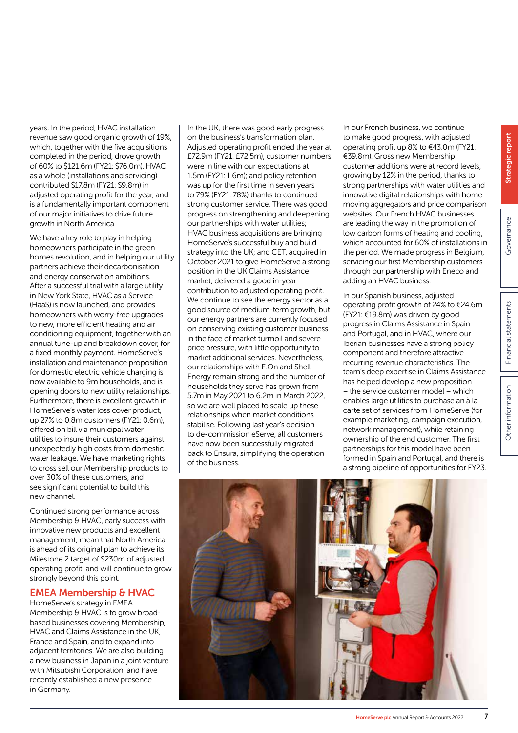years. In the period, HVAC installation revenue saw good organic growth of 19%, which, together with the five acquisitions completed in the period, drove growth of 60% to $121.6m (FY21: $76.0m). HVAC as a whole (installations and servicing) contributed $17.8m (FY21: $9.8m) in adjusted operating profit for the year, and is a fundamentally important component of our major initiatives to drive future growth in North America.

We have a key role to play in helping homeowners participate in the green homes revolution, and in helping our utility partners achieve their decarbonisation and energy conservation ambitions. After a successful trial with a large utility in New York State, HVAC as a Service (HaaS) is now launched, and provides homeowners with worry-free upgrades to new, more efficient heating and air conditioning equipment, together with an annual tune-up and breakdown cover, for a fixed monthly payment. HomeServe's installation and maintenance proposition for domestic electric vehicle charging is now available to 9m households, and is opening doors to new utility relationships. Furthermore, there is excellent growth in HomeServe's water loss cover product, up 27% to 0.8m customers (FY21: 0.6m), offered on bill via municipal water utilities to insure their customers against unexpectedly high costs from domestic water leakage. We have marketing rights to cross sell our Membership products to over 30% of these customers, and see significant potential to build this new channel.

Continued strong performance across Membership & HVAC, early success with innovative new products and excellent management, mean that North America is ahead of its original plan to achieve its Milestone 2 target of $230m of adjusted operating profit, and will continue to grow strongly beyond this point.

## EMEA Membership & HVAC

HomeServe's strategy in EMEA Membership & HVAC is to grow broad-based businesses covering Membership, HVAC and Claims Assistance in the UK, France and Spain, and to expand into adjacent territories. We are also building a new business in Japan in a joint venture with Mitsubishi Corporation, and have recently established a new presence in Germany.

In the UK, there was good early progress on the business's transformation plan. Adjusted operating profit ended the year at £72.9m (FY21: £72.5m); customer numbers were in line with our expectations at 1.5m (FY21: 1.6m); and policy retention was up for the first time in seven years to 79% (FY21: 78%) thanks to continued strong customer service. There was good progress on strengthening and deepening our partnerships with water utilities; HVAC business acquisitions are bringing HomeServe's successful buy and build strategy into the UK; and CET, acquired in October 2021 to give HomeServe a strong position in the UK Claims Assistance market, delivered a good in-year contribution to adjusted operating profit. We continue to see the energy sector as a good source of medium-term growth, but our energy partners are currently focused on conserving existing customer business in the face of market turmoil and severe price pressure, with little opportunity to market additional services. Nevertheless, our relationships with E.On and Shell Energy remain strong and the number of households they serve has grown from 5.7m in May 2021 to 6.2m in March 2022, so we are well placed to scale up these relationships when market conditions stabilise. Following last year's decision to de-commission eServe, all customers have now been successfully migrated back to Ensura, simplifying the operation of the business.

In our French business, we continue to make good progress, with adjusted operating profit up 8% to €43.0m (FY21: €39.8m). Gross new Membership customer additions were at record levels, growing by 12% in the period, thanks to strong partnerships with water utilities and innovative digital relationships with home moving aggregators and price comparison websites. Our French HVAC businesses are leading the way in the promotion of low carbon forms of heating and cooling, which accounted for 60% of installations in the period. We made progress in Belgium, servicing our first Membership customers through our partnership with Eneco and adding an HVAC business.

In our Spanish business, adjusted operating profit growth of 24% to €24.6m (FY21: €19.8m) was driven by good progress in Claims Assistance in Spain and Portugal, and in HVAC, where our Iberian businesses have a strong policy component and therefore attractive recurring revenue characteristics. The team's deep expertise in Claims Assistance has helped develop a new proposition – the service customer model – which enables large utilities to purchase an à la carte set of services from HomeServe (for example marketing, campaign execution, network management), while retaining ownership of the end customer. The first partnerships for this model have been formed in Spain and Portugal, and there is a strong pipeline of opportunities for FY23.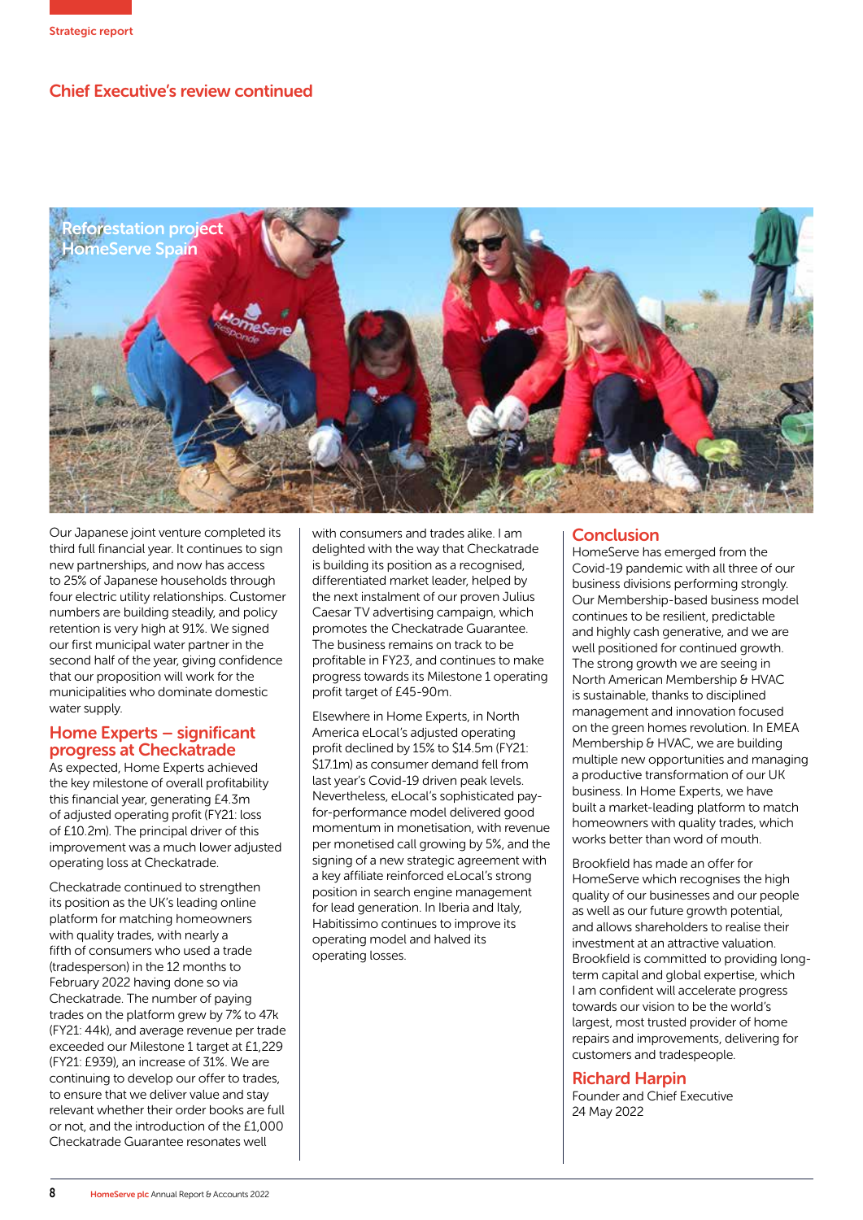## Chief Executive's review continued

Reforestation project HomeServe Spain

Our Japanese joint venture completed its third full financial year. It continues to sign new partnerships, and now has access to 25% of Japanese households through four electric utility relationships. Customer numbers are building steadily, and policy retention is very high at 91%. We signed our first municipal water partner in the second half of the year, giving confidence that our proposition will work for the municipalities who dominate domestic water supply.

### Home Experts – significant progress at Checkatrade

As expected, Home Experts achieved the key milestone of overall profitability this financial year, generating £4.3m of adjusted operating profit (FY21: loss of £10.2m). The principal driver of this improvement was a much lower adjusted operating loss at Checkatrade.

Checkatrade continued to strengthen its position as the UK's leading online platform for matching homeowners with quality trades, with nearly a fifth of consumers who used a trade (tradesperson) in the 12 months to February 2022 having done so via Checkatrade. The number of paying trades on the platform grew by 7% to 47k (FY21: 44k), and average revenue per trade exceeded our Milestone 1 target at £1,229 (FY21: £939), an increase of 31%. We are continuing to develop our offer to trades, to ensure that we deliver value and stay relevant whether their order books are full or not, and the introduction of the £1,000 Checkatrade Guarantee resonates well with consumers and trades alike. I am delighted with the way that Checkatrade is building its position as a recognised, differentiated market leader, helped by the next instalment of our proven Julius Caesar TV advertising campaign, which promotes the Checkatrade Guarantee. The business remains on track to be profitable in FY23, and continues to make progress towards its Milestone 1 operating profit target of £45-90m.

Elsewhere in Home Experts, in North America eLocal's adjusted operating profit declined by 15% to $14.5m (FY21: $17.1m) as consumer demand fell from last year's Covid-19 driven peak levels. Nevertheless, eLocal's sophisticated pay-for-performance model delivered good momentum in monetisation, with revenue per monetised call growing by 5%, and the signing of a new strategic agreement with a key affiliate reinforced eLocal's strong position in search engine management for lead generation. In Iberia and Italy, Habitissimo continues to improve its operating model and halved its operating losses.

### Conclusion

HomeServe has emerged from the Covid-19 pandemic with all three of our business divisions performing strongly. Our Membership-based business model continues to be resilient, predictable and highly cash generative, and we are well positioned for continued growth. The strong growth we are seeing in North American Membership & HVAC is sustainable, thanks to disciplined management and innovation focused on the green homes revolution. In EMEA Membership & HVAC, we are building multiple new opportunities and managing a productive transformation of our UK business. In Home Experts, we have built a market-leading platform to match homeowners with quality trades, which works better than word of mouth.

Brookfield has made an offer for HomeServe which recognises the high quality of our businesses and our people as well as our future growth potential, and allows shareholders to realise their investment at an attractive valuation. Brookfield is committed to providing long-term capital and global expertise, which I am confident will accelerate progress towards our vision to be the world's largest, most trusted provider of home repairs and improvements, delivering for customers and tradespeople.

**Richard Harpin**
Founder and Chief Executive
24 May 2022